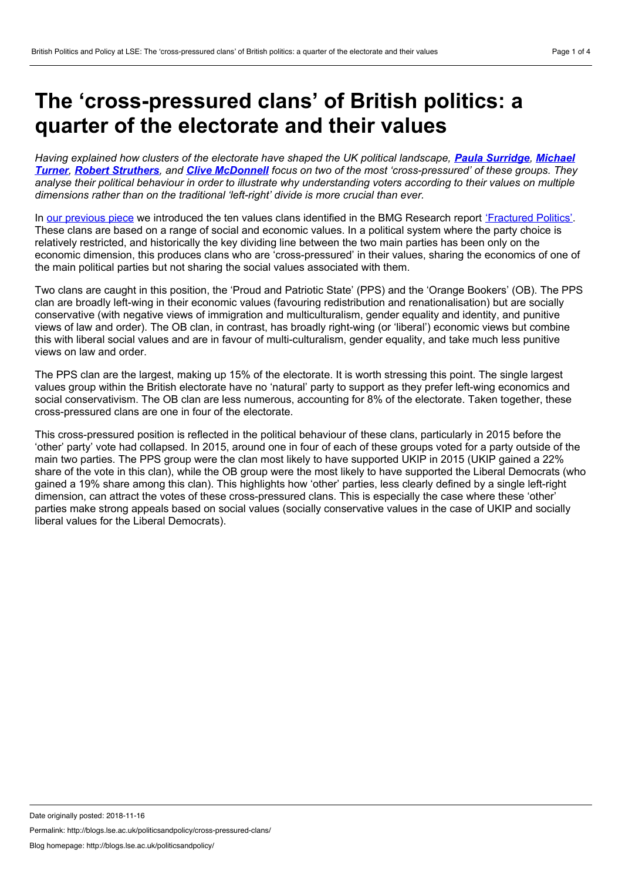# The 'cross-pressured clans' of British politics: a quarter of the electorate and their values

*Having explained how clusters of the electorate have shaped the UK political landscape, **Paula Surridge**, **Michael Turner**, **Robert Struthers**, and **Clive McDonnell** focus on two of the most 'cross-pressured' of these groups. They analyse their political behaviour in order to illustrate why understanding voters according to their values on multiple dimensions rather than on the traditional 'left-right' divide is more crucial than ever.*

In our previous piece we introduced the ten values clans identified in the BMG Research report 'Fractured Politics'. These clans are based on a range of social and economic values. In a political system where the party choice is relatively restricted, and historically the key dividing line between the two main parties has been only on the economic dimension, this produces clans who are 'cross-pressured' in their values, sharing the economics of one of the main political parties but not sharing the social values associated with them.

Two clans are caught in this position, the 'Proud and Patriotic State' (PPS) and the 'Orange Bookers' (OB). The PPS clan are broadly left-wing in their economic values (favouring redistribution and renationalisation) but are socially conservative (with negative views of immigration and multiculturalism, gender equality and identity, and punitive views of law and order). The OB clan, in contrast, has broadly right-wing (or 'liberal') economic views but combine this with liberal social values and are in favour of multi-culturalism, gender equality, and take much less punitive views on law and order.

The PPS clan are the largest, making up 15% of the electorate. It is worth stressing this point. The single largest values group within the British electorate have no 'natural' party to support as they prefer left-wing economics and social conservativism. The OB clan are less numerous, accounting for 8% of the electorate. Taken together, these cross-pressured clans are one in four of the electorate.

This cross-pressured position is reflected in the political behaviour of these clans, particularly in 2015 before the 'other' party' vote had collapsed. In 2015, around one in four of each of these groups voted for a party outside of the main two parties. The PPS group were the clan most likely to have supported UKIP in 2015 (UKIP gained a 22% share of the vote in this clan), while the OB group were the most likely to have supported the Liberal Democrats (who gained a 19% share among this clan). This highlights how 'other' parties, less clearly defined by a single left-right dimension, can attract the votes of these cross-pressured clans. This is especially the case where these 'other' parties make strong appeals based on social values (socially conservative values in the case of UKIP and socially liberal values for the Liberal Democrats).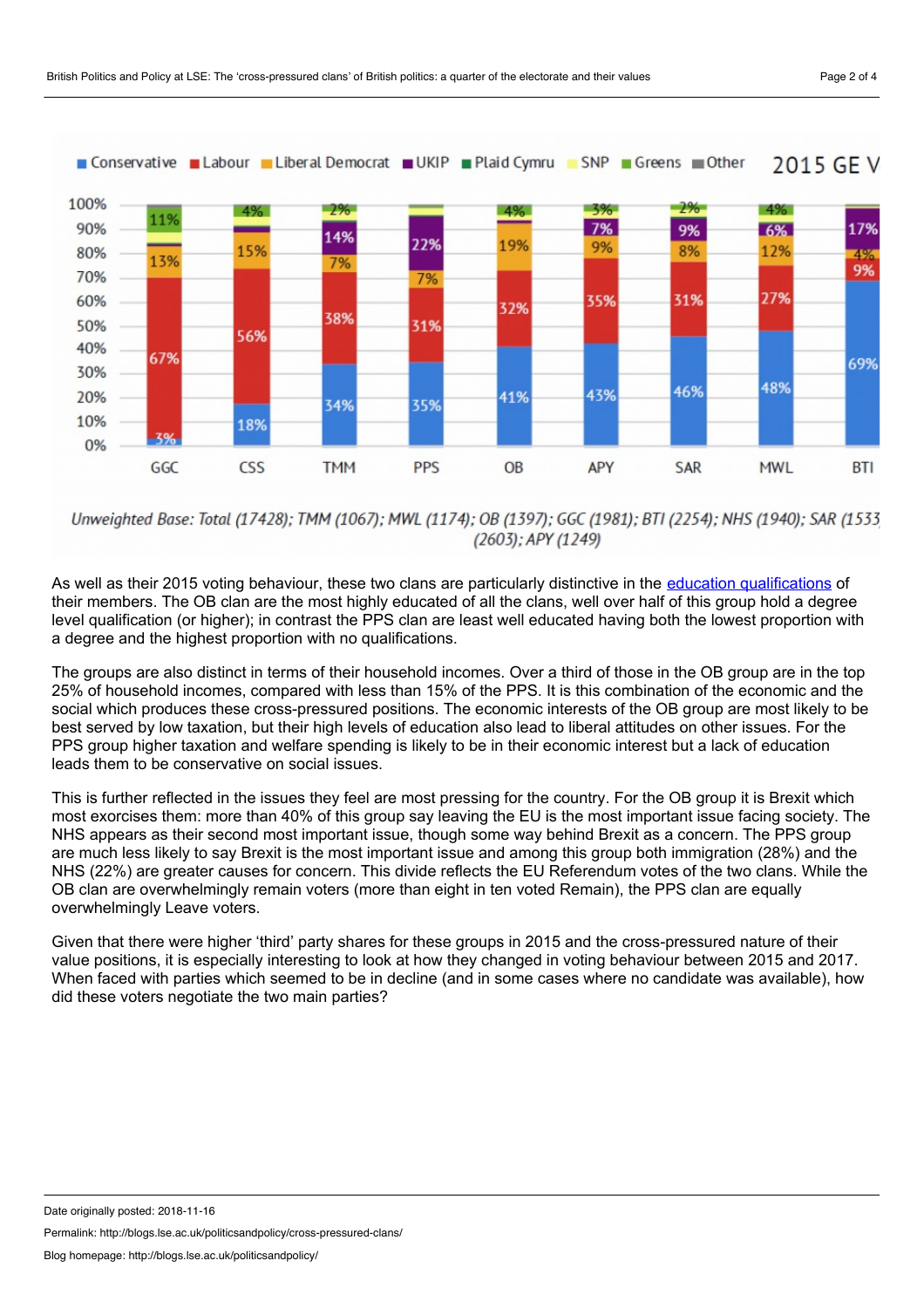As well as their 2015 voting behaviour, these two clans are particularly distinctive in the education qualifications of their members. The OB clan are the most highly educated of all the clans, well over half of this group hold a degree level qualification (or higher); in contrast the PPS clan are least well educated having both the lowest proportion with a degree and the highest proportion with no qualifications.

The groups are also distinct in terms of their household incomes. Over a third of those in the OB group are in the top 25% of household incomes, compared with less than 15% of the PPS. It is this combination of the economic and the social which produces these cross-pressured positions. The economic interests of the OB group are most likely to be best served by low taxation, but their high levels of education also lead to liberal attitudes on other issues. For the PPS group higher taxation and welfare spending is likely to be in their economic interest but a lack of education leads them to be conservative on social issues.

This is further reflected in the issues they feel are most pressing for the country. For the OB group it is Brexit which most exorcises them: more than 40% of this group say leaving the EU is the most important issue facing society. The NHS appears as their second most important issue, though some way behind Brexit as a concern. The PPS group are much less likely to say Brexit is the most important issue and among this group both immigration (28%) and the NHS (22%) are greater causes for concern. This divide reflects the EU Referendum votes of the two clans. While the OB clan are overwhelmingly remain voters (more than eight in ten voted Remain), the PPS clan are equally overwhelmingly Leave voters.

Given that there were higher 'third' party shares for these groups in 2015 and the cross-pressured nature of their value positions, it is especially interesting to look at how they changed in voting behaviour between 2015 and 2017. When faced with parties which seemed to be in decline (and in some cases where no candidate was available), how did these voters negotiate the two main parties?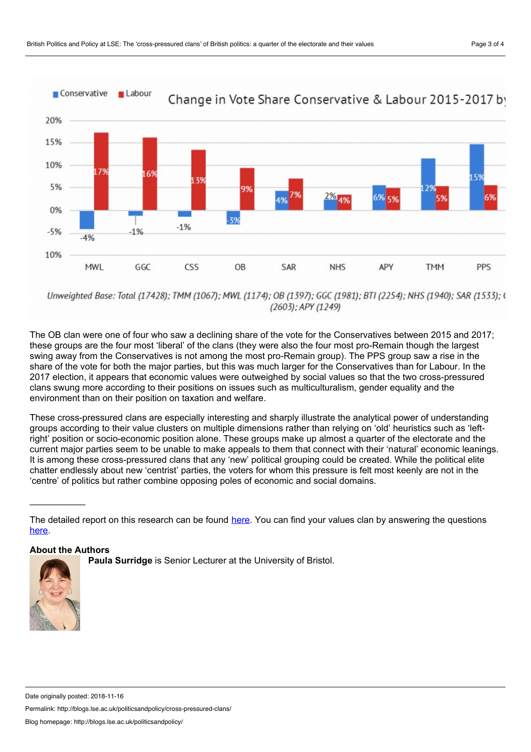Conservative | Labour — Change in Vote Share Conservative & Labour 2015-2017 by

| | MWL | GGC | CSS | OB | SAR | NHS | APY | TMM | PPS |
|---|---|---|---|---|---|---|---|---|---|
| Conservative | -4% | -1% | -1% | -3% | 4% | 2% | 6% | 12% | 15% |
| Labour | 17% | 16% | 13% | 9% | 7% | 4% | 5% | 5% | 6% |

*Unweighted Base: Total (17428); TMM (1067); MWL (1174); OB (1397); GGC (1981); BTI (2254); NHS (1940); SAR (1533); (2603); APY (1249)*

The OB clan were one of four who saw a declining share of the vote for the Conservatives between 2015 and 2017; these groups are the four most 'liberal' of the clans (they were also the four most pro-Remain though the largest swing away from the Conservatives is not among the most pro-Remain group). The PPS group saw a rise in the share of the vote for both the major parties, but this was much larger for the Conservatives than for Labour. In the 2017 election, it appears that economic values were outweighed by social values so that the two cross-pressured clans swung more according to their positions on issues such as multiculturalism, gender equality and the environment than on their position on taxation and welfare.

These cross-pressured clans are especially interesting and sharply illustrate the analytical power of understanding groups according to their value clusters on multiple dimensions rather than relying on 'old' heuristics such as 'left-right' position or socio-economic position alone. These groups make up almost a quarter of the electorate and the current major parties seem to be unable to make appeals to them that connect with their 'natural' economic leanings. It is among these cross-pressured clans that any 'new' political grouping could be created. While the political elite chatter endlessly about new 'centrist' parties, the voters for whom this pressure is felt most keenly are not in the 'centre' of politics but rather combine opposing poles of economic and social domains.

\_\_\_\_\_\_\_\_\_\_\_

The detailed report on this research can be found here. You can find your values clan by answering the questions here.

**About the Authors**

**Paula Surridge** is Senior Lecturer at the University of Bristol.

Date originally posted: 2018-11-16

Permalink: http://blogs.lse.ac.uk/politicsandpolicy/cross-pressured-clans/

Blog homepage: http://blogs.lse.ac.uk/politicsandpolicy/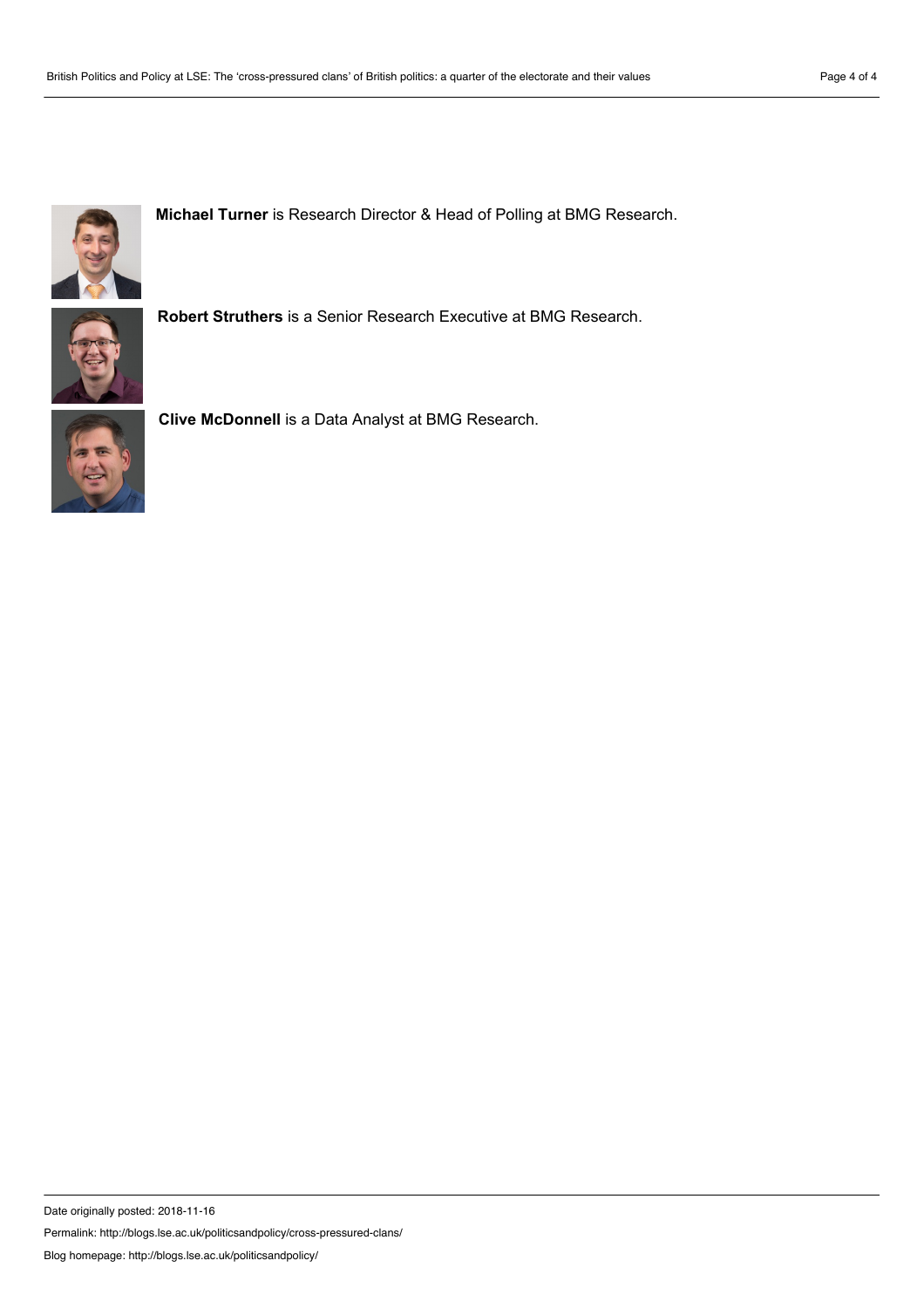**Michael Turner** is Research Director & Head of Polling at BMG Research.

**Robert Struthers** is a Senior Research Executive at BMG Research.

**Clive McDonnell** is a Data Analyst at BMG Research.

Date originally posted: 2018-11-16

Permalink: http://blogs.lse.ac.uk/politicsandpolicy/cross-pressured-clans/

Blog homepage: http://blogs.lse.ac.uk/politicsandpolicy/